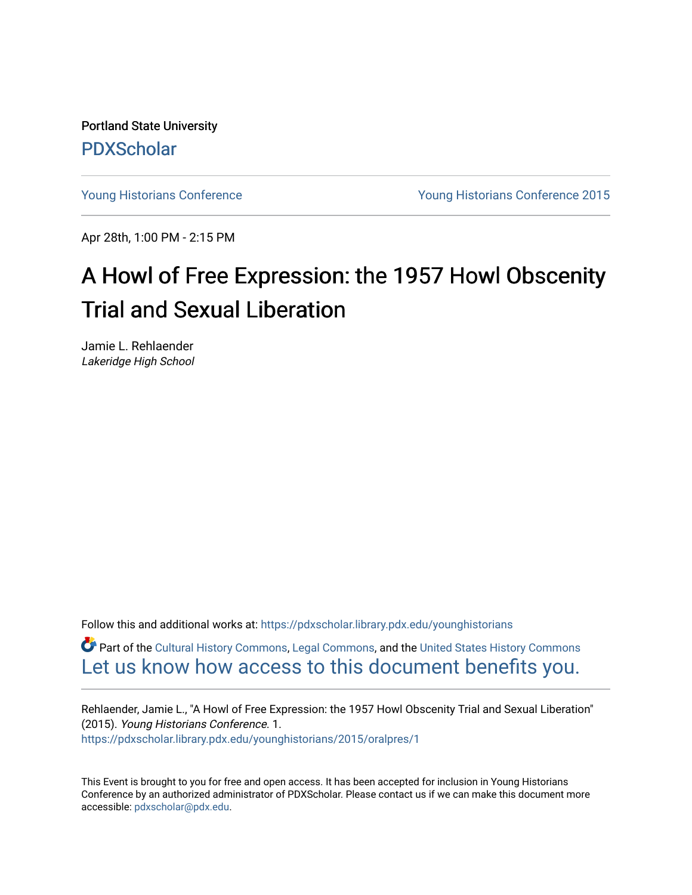Portland State University

PDXScholar

Young Historians Conference | Young Historians Conference 2015

Apr 28th, 1:00 PM - 2:15 PM

# A Howl of Free Expression: the 1957 Howl Obscenity Trial and Sexual Liberation

Jamie L. Rehlaender
*Lakeridge High School*

Follow this and additional works at: https://pdxscholar.library.pdx.edu/younghistorians

Part of the Cultural History Commons, Legal Commons, and the United States History Commons
Let us know how access to this document benefits you.

Rehlaender, Jamie L., "A Howl of Free Expression: the 1957 Howl Obscenity Trial and Sexual Liberation" (2015). *Young Historians Conference*. 1.
https://pdxscholar.library.pdx.edu/younghistorians/2015/oralpres/1

This Event is brought to you for free and open access. It has been accepted for inclusion in Young Historians Conference by an authorized administrator of PDXScholar. Please contact us if we can make this document more accessible: pdxscholar@pdx.edu.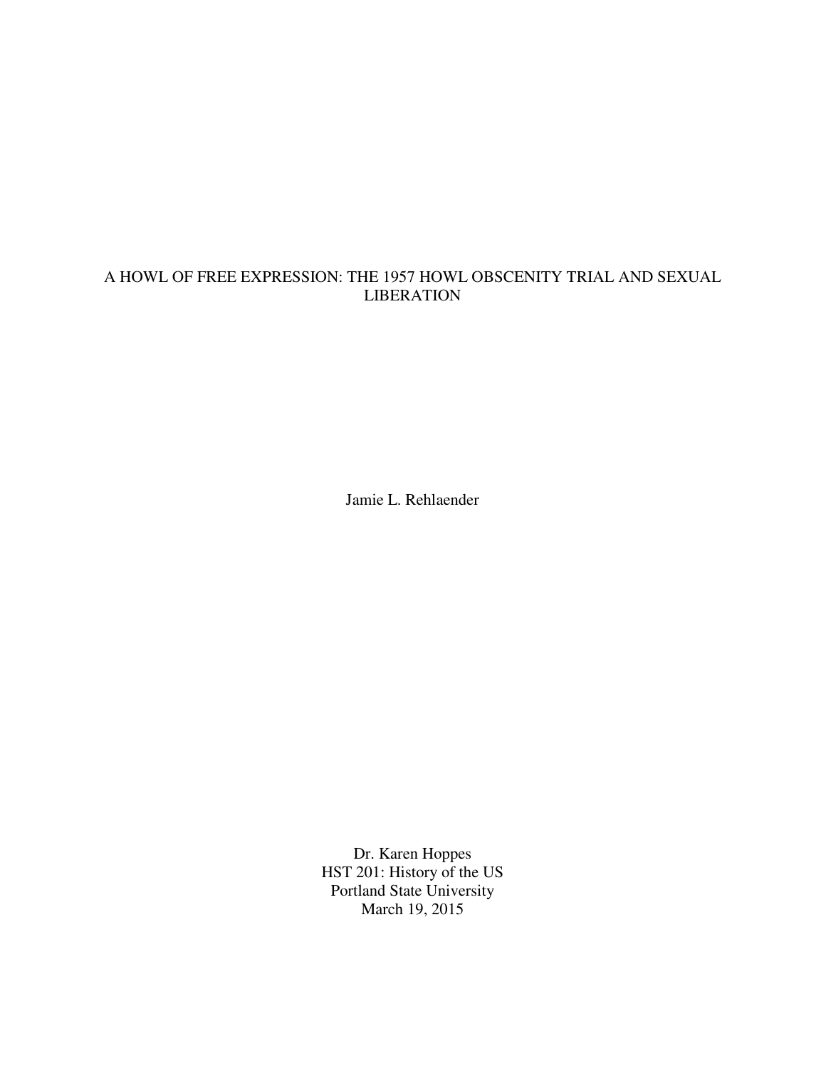# A HOWL OF FREE EXPRESSION: THE 1957 HOWL OBSCENITY TRIAL AND SEXUAL LIBERATION

Jamie L. Rehlaender

Dr. Karen Hoppes
HST 201: History of the US
Portland State University
March 19, 2015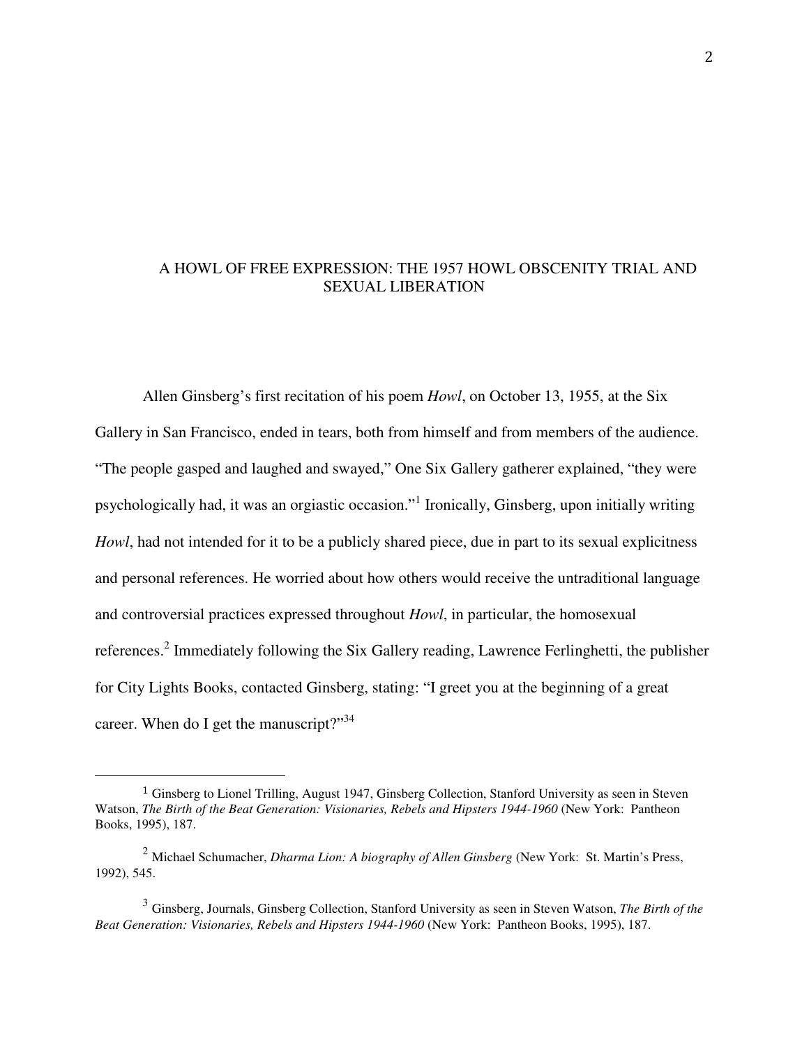# A HOWL OF FREE EXPRESSION: THE 1957 HOWL OBSCENITY TRIAL AND SEXUAL LIBERATION

Allen Ginsberg's first recitation of his poem *Howl*, on October 13, 1955, at the Six Gallery in San Francisco, ended in tears, both from himself and from members of the audience. "The people gasped and laughed and swayed," One Six Gallery gatherer explained, "they were psychologically had, it was an orgiastic occasion."[1] Ironically, Ginsberg, upon initially writing *Howl*, had not intended for it to be a publicly shared piece, due in part to its sexual explicitness and personal references. He worried about how others would receive the untraditional language and controversial practices expressed throughout *Howl*, in particular, the homosexual references.[2] Immediately following the Six Gallery reading, Lawrence Ferlinghetti, the publisher for City Lights Books, contacted Ginsberg, stating: "I greet you at the beginning of a great career. When do I get the manuscript?"[34]

---

[1] Ginsberg to Lionel Trilling, August 1947, Ginsberg Collection, Stanford University as seen in Steven Watson, *The Birth of the Beat Generation: Visionaries, Rebels and Hipsters 1944-1960* (New York: Pantheon Books, 1995), 187.

[2] Michael Schumacher, *Dharma Lion: A biography of Allen Ginsberg* (New York: St. Martin's Press, 1992), 545.

[3] Ginsberg, Journals, Ginsberg Collection, Stanford University as seen in Steven Watson, *The Birth of the Beat Generation: Visionaries, Rebels and Hipsters 1944-1960* (New York: Pantheon Books, 1995), 187.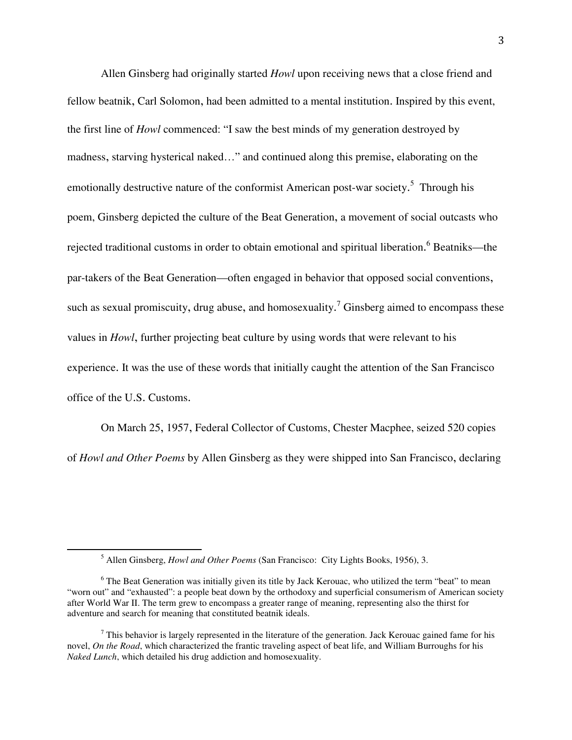Allen Ginsberg had originally started *Howl* upon receiving news that a close friend and fellow beatnik, Carl Solomon, had been admitted to a mental institution. Inspired by this event, the first line of *Howl* commenced: "I saw the best minds of my generation destroyed by madness, starving hysterical naked…" and continued along this premise, elaborating on the emotionally destructive nature of the conformist American post-war society.[5] Through his poem, Ginsberg depicted the culture of the Beat Generation, a movement of social outcasts who rejected traditional customs in order to obtain emotional and spiritual liberation.[6] Beatniks—the par-takers of the Beat Generation—often engaged in behavior that opposed social conventions, such as sexual promiscuity, drug abuse, and homosexuality.[7] Ginsberg aimed to encompass these values in *Howl*, further projecting beat culture by using words that were relevant to his experience. It was the use of these words that initially caught the attention of the San Francisco office of the U.S. Customs.

On March 25, 1957, Federal Collector of Customs, Chester Macphee, seized 520 copies of *Howl and Other Poems* by Allen Ginsberg as they were shipped into San Francisco, declaring

---

[5] Allen Ginsberg, *Howl and Other Poems* (San Francisco: City Lights Books, 1956), 3.

[6] The Beat Generation was initially given its title by Jack Kerouac, who utilized the term "beat" to mean "worn out" and "exhausted": a people beat down by the orthodoxy and superficial consumerism of American society after World War II. The term grew to encompass a greater range of meaning, representing also the thirst for adventure and search for meaning that constituted beatnik ideals.

[7] This behavior is largely represented in the literature of the generation. Jack Kerouac gained fame for his novel, *On the Road*, which characterized the frantic traveling aspect of beat life, and William Burroughs for his *Naked Lunch*, which detailed his drug addiction and homosexuality.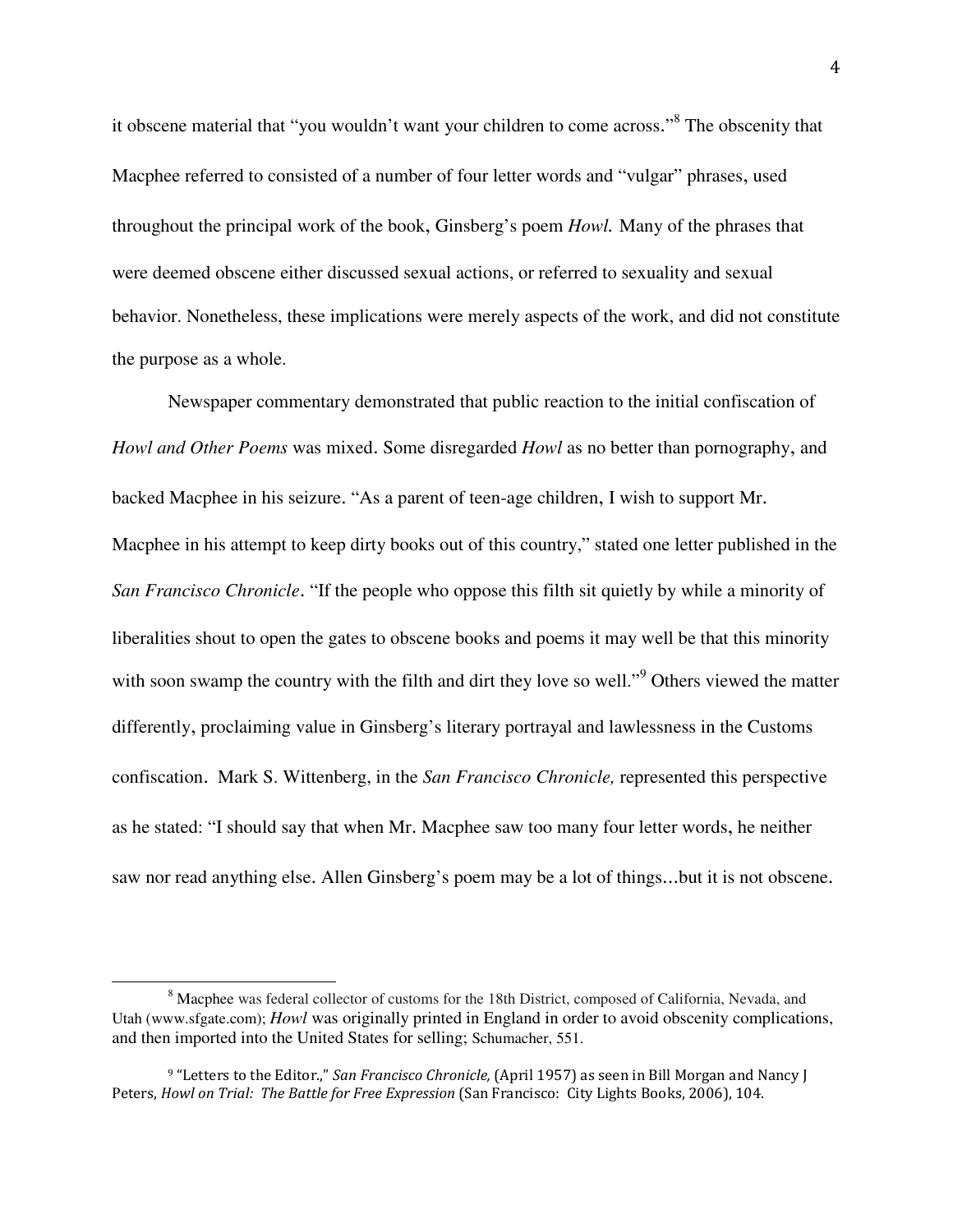it obscene material that "you wouldn't want your children to come across."[8] The obscenity that Macphee referred to consisted of a number of four letter words and "vulgar" phrases, used throughout the principal work of the book, Ginsberg's poem *Howl.* Many of the phrases that were deemed obscene either discussed sexual actions, or referred to sexuality and sexual behavior. Nonetheless, these implications were merely aspects of the work, and did not constitute the purpose as a whole.

Newspaper commentary demonstrated that public reaction to the initial confiscation of *Howl and Other Poems* was mixed. Some disregarded *Howl* as no better than pornography, and backed Macphee in his seizure. "As a parent of teen-age children, I wish to support Mr. Macphee in his attempt to keep dirty books out of this country," stated one letter published in the *San Francisco Chronicle*. "If the people who oppose this filth sit quietly by while a minority of liberalities shout to open the gates to obscene books and poems it may well be that this minority with soon swamp the country with the filth and dirt they love so well."[9] Others viewed the matter differently, proclaiming value in Ginsberg's literary portrayal and lawlessness in the Customs confiscation. Mark S. Wittenberg, in the *San Francisco Chronicle,* represented this perspective as he stated: "I should say that when Mr. Macphee saw too many four letter words, he neither saw nor read anything else. Allen Ginsberg's poem may be a lot of things…but it is not obscene.

---

[8] Macphee was federal collector of customs for the 18th District, composed of California, Nevada, and Utah (www.sfgate.com); *Howl* was originally printed in England in order to avoid obscenity complications, and then imported into the United States for selling; Schumacher, 551.

[9] "Letters to the Editor.," *San Francisco Chronicle,* (April 1957) as seen in Bill Morgan and Nancy J Peters, *Howl on Trial: The Battle for Free Expression* (San Francisco: City Lights Books, 2006), 104.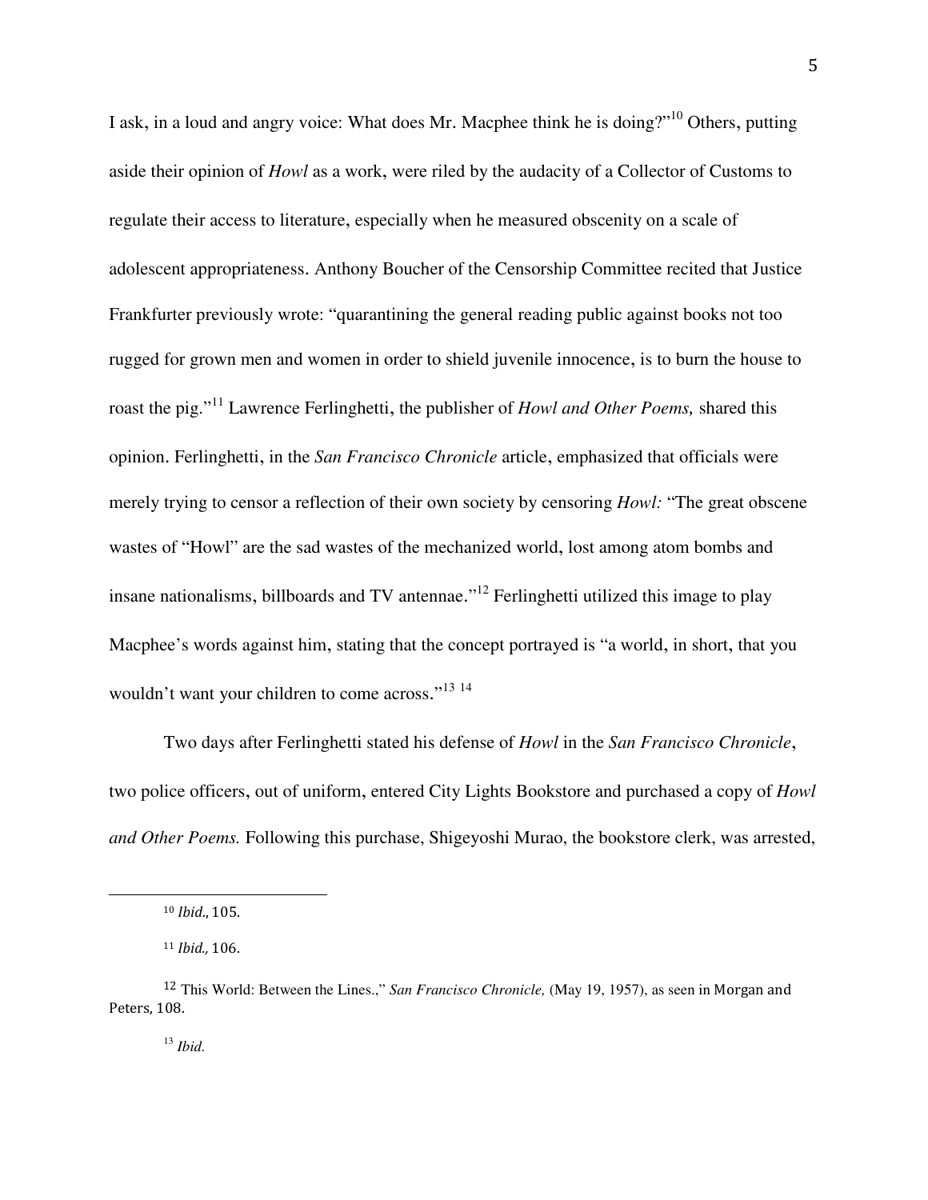I ask, in a loud and angry voice: What does Mr. Macphee think he is doing?"[10] Others, putting aside their opinion of *Howl* as a work, were riled by the audacity of a Collector of Customs to regulate their access to literature, especially when he measured obscenity on a scale of adolescent appropriateness. Anthony Boucher of the Censorship Committee recited that Justice Frankfurter previously wrote: "quarantining the general reading public against books not too rugged for grown men and women in order to shield juvenile innocence, is to burn the house to roast the pig."[11] Lawrence Ferlinghetti, the publisher of *Howl and Other Poems,* shared this opinion. Ferlinghetti, in the *San Francisco Chronicle* article, emphasized that officials were merely trying to censor a reflection of their own society by censoring *Howl:* "The great obscene wastes of "Howl" are the sad wastes of the mechanized world, lost among atom bombs and insane nationalisms, billboards and TV antennae."[12] Ferlinghetti utilized this image to play Macphee's words against him, stating that the concept portrayed is "a world, in short, that you wouldn't want your children to come across."[13] [14]

Two days after Ferlinghetti stated his defense of *Howl* in the *San Francisco Chronicle*, two police officers, out of uniform, entered City Lights Bookstore and purchased a copy of *Howl and Other Poems.* Following this purchase, Shigeyoshi Murao, the bookstore clerk, was arrested,

---

[10] *Ibid.*, 105.

[11] *Ibid.,* 106.

[12] This World: Between the Lines.," *San Francisco Chronicle,* (May 19, 1957), as seen in Morgan and Peters, 108.

[13] *Ibid.*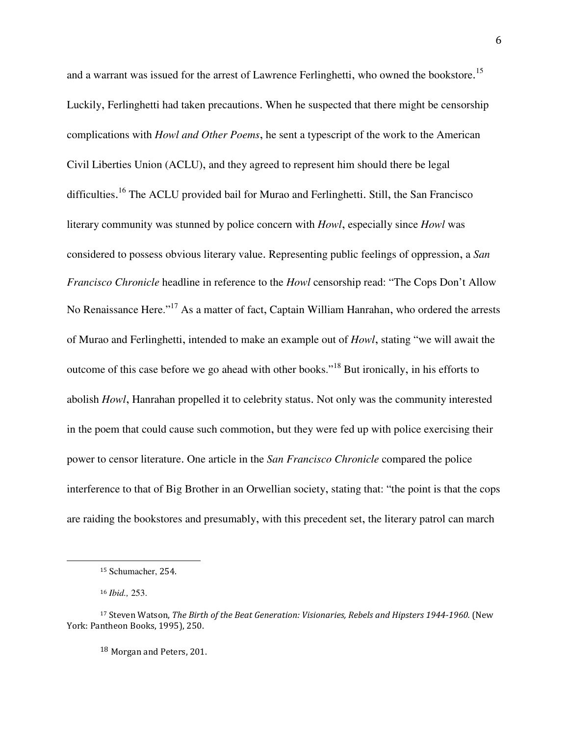and a warrant was issued for the arrest of Lawrence Ferlinghetti, who owned the bookstore.[15] Luckily, Ferlinghetti had taken precautions. When he suspected that there might be censorship complications with *Howl and Other Poems*, he sent a typescript of the work to the American Civil Liberties Union (ACLU), and they agreed to represent him should there be legal difficulties.[16] The ACLU provided bail for Murao and Ferlinghetti. Still, the San Francisco literary community was stunned by police concern with *Howl*, especially since *Howl* was considered to possess obvious literary value. Representing public feelings of oppression, a *San Francisco Chronicle* headline in reference to the *Howl* censorship read: "The Cops Don't Allow No Renaissance Here."[17] As a matter of fact, Captain William Hanrahan, who ordered the arrests of Murao and Ferlinghetti, intended to make an example out of *Howl*, stating "we will await the outcome of this case before we go ahead with other books."[18] But ironically, in his efforts to abolish *Howl*, Hanrahan propelled it to celebrity status. Not only was the community interested in the poem that could cause such commotion, but they were fed up with police exercising their power to censor literature. One article in the *San Francisco Chronicle* compared the police interference to that of Big Brother in an Orwellian society, stating that: "the point is that the cops are raiding the bookstores and presumably, with this precedent set, the literary patrol can march

---

[15] Schumacher, 254.

[16] *Ibid.,* 253.

[17] Steven Watson, *The Birth of the Beat Generation: Visionaries, Rebels and Hipsters 1944-1960.* (New York: Pantheon Books, 1995), 250.

[18] Morgan and Peters, 201.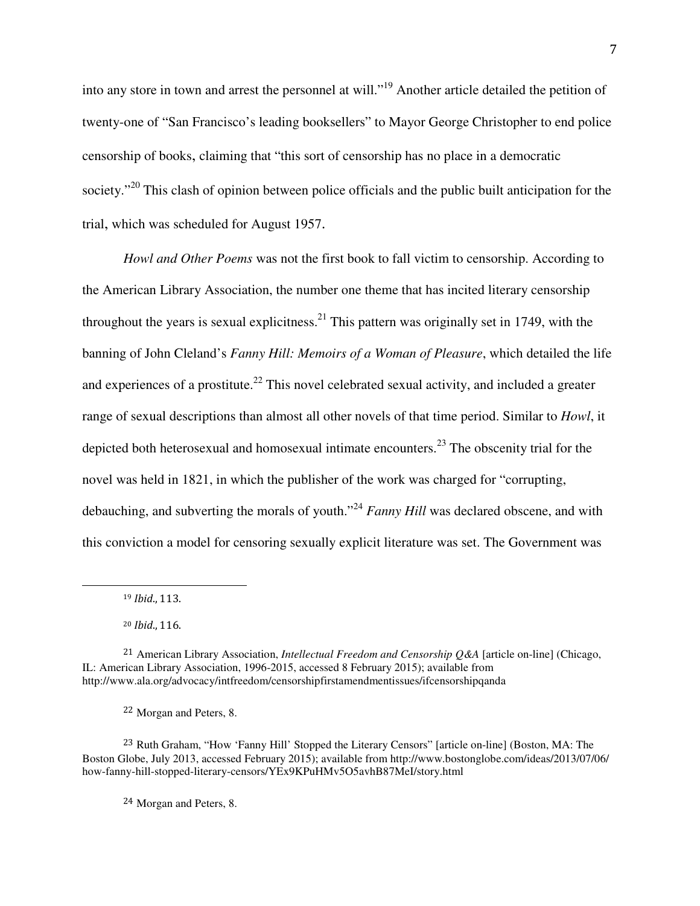into any store in town and arrest the personnel at will."[19] Another article detailed the petition of twenty-one of "San Francisco's leading booksellers" to Mayor George Christopher to end police censorship of books, claiming that "this sort of censorship has no place in a democratic society."[20] This clash of opinion between police officials and the public built anticipation for the trial, which was scheduled for August 1957.

*Howl and Other Poems* was not the first book to fall victim to censorship. According to the American Library Association, the number one theme that has incited literary censorship throughout the years is sexual explicitness.[21] This pattern was originally set in 1749, with the banning of John Cleland's *Fanny Hill: Memoirs of a Woman of Pleasure*, which detailed the life and experiences of a prostitute.[22] This novel celebrated sexual activity, and included a greater range of sexual descriptions than almost all other novels of that time period. Similar to *Howl*, it depicted both heterosexual and homosexual intimate encounters.[23] The obscenity trial for the novel was held in 1821, in which the publisher of the work was charged for "corrupting, debauching, and subverting the morals of youth."[24] *Fanny Hill* was declared obscene, and with this conviction a model for censoring sexually explicit literature was set. The Government was

---

[19] *Ibid.*, 113.

[20] *Ibid.*, 116.

[21] American Library Association, *Intellectual Freedom and Censorship Q&A* [article on-line] (Chicago, IL: American Library Association, 1996-2015, accessed 8 February 2015); available from http://www.ala.org/advocacy/intfreedom/censorshipfirstamendmentissues/ifcensorshipqanda

[22] Morgan and Peters, 8.

[23] Ruth Graham, "How 'Fanny Hill' Stopped the Literary Censors" [article on-line] (Boston, MA: The Boston Globe, July 2013, accessed February 2015); available from http://www.bostonglobe.com/ideas/2013/07/06/how-fanny-hill-stopped-literary-censors/YEx9KPuHMv5O5avhB87MeI/story.html

[24] Morgan and Peters, 8.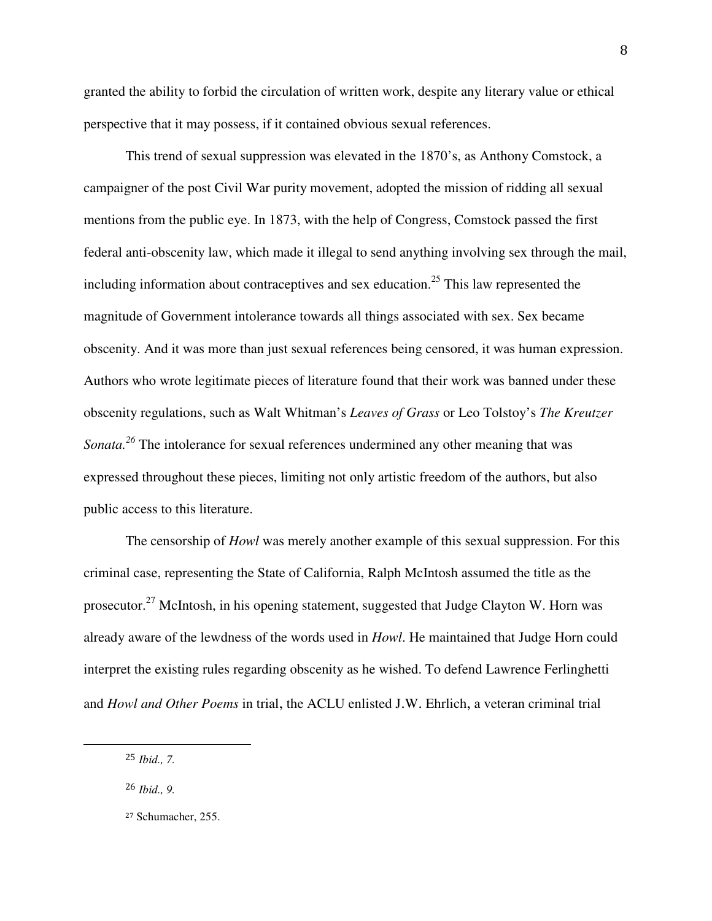granted the ability to forbid the circulation of written work, despite any literary value or ethical perspective that it may possess, if it contained obvious sexual references.

This trend of sexual suppression was elevated in the 1870's, as Anthony Comstock, a campaigner of the post Civil War purity movement, adopted the mission of ridding all sexual mentions from the public eye. In 1873, with the help of Congress, Comstock passed the first federal anti-obscenity law, which made it illegal to send anything involving sex through the mail, including information about contraceptives and sex education.[25] This law represented the magnitude of Government intolerance towards all things associated with sex. Sex became obscenity. And it was more than just sexual references being censored, it was human expression. Authors who wrote legitimate pieces of literature found that their work was banned under these obscenity regulations, such as Walt Whitman's *Leaves of Grass* or Leo Tolstoy's *The Kreutzer Sonata.*[26] The intolerance for sexual references undermined any other meaning that was expressed throughout these pieces, limiting not only artistic freedom of the authors, but also public access to this literature.

The censorship of *Howl* was merely another example of this sexual suppression. For this criminal case, representing the State of California, Ralph McIntosh assumed the title as the prosecutor.[27] McIntosh, in his opening statement, suggested that Judge Clayton W. Horn was already aware of the lewdness of the words used in *Howl*. He maintained that Judge Horn could interpret the existing rules regarding obscenity as he wished. To defend Lawrence Ferlinghetti and *Howl and Other Poems* in trial, the ACLU enlisted J.W. Ehrlich, a veteran criminal trial

---

[25] *Ibid., 7.*

[26] *Ibid., 9.*

[27] Schumacher, 255.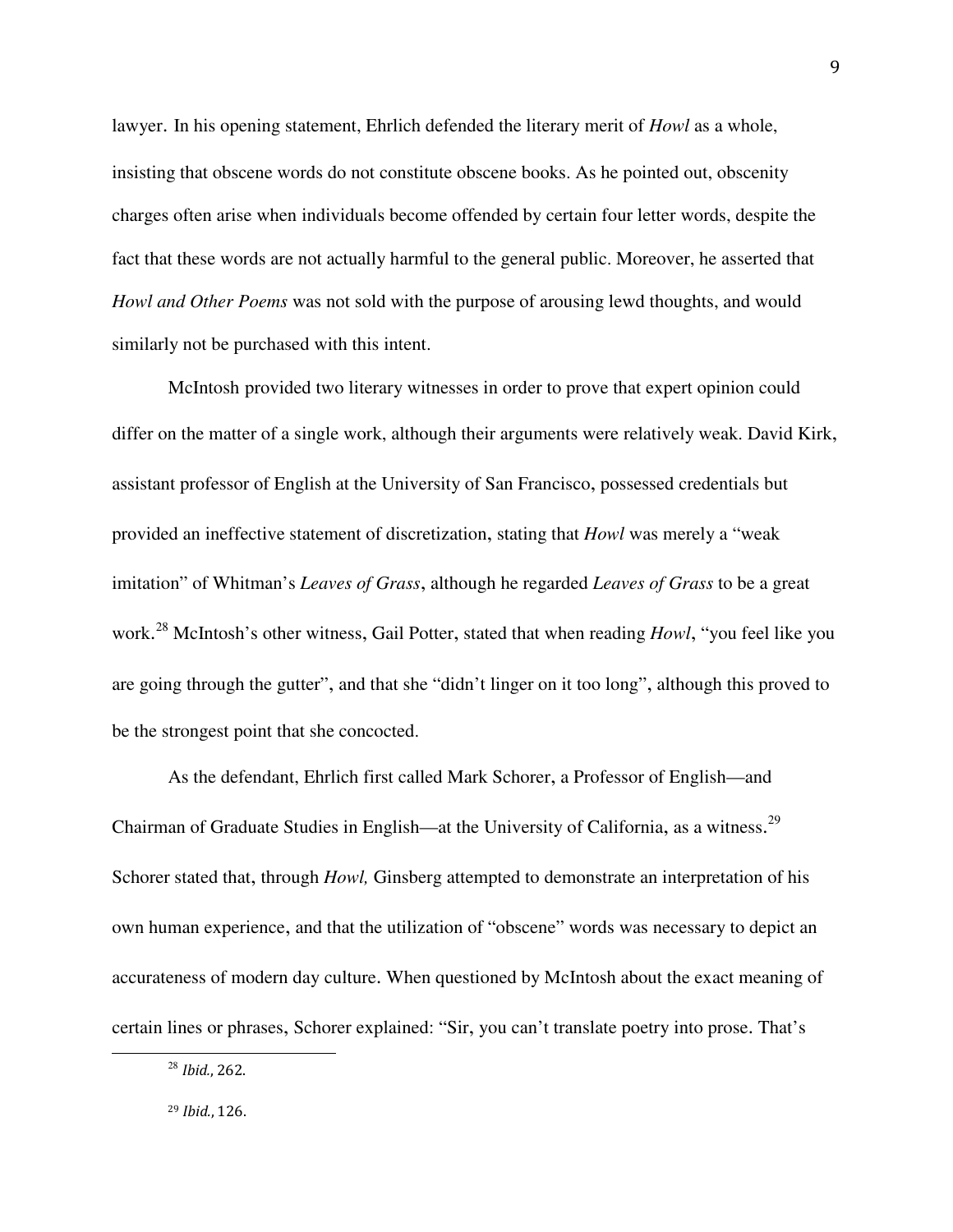lawyer. In his opening statement, Ehrlich defended the literary merit of *Howl* as a whole, insisting that obscene words do not constitute obscene books. As he pointed out, obscenity charges often arise when individuals become offended by certain four letter words, despite the fact that these words are not actually harmful to the general public. Moreover, he asserted that *Howl and Other Poems* was not sold with the purpose of arousing lewd thoughts, and would similarly not be purchased with this intent.

McIntosh provided two literary witnesses in order to prove that expert opinion could differ on the matter of a single work, although their arguments were relatively weak. David Kirk, assistant professor of English at the University of San Francisco, possessed credentials but provided an ineffective statement of discretization, stating that *Howl* was merely a "weak imitation" of Whitman's *Leaves of Grass*, although he regarded *Leaves of Grass* to be a great work.[28] McIntosh's other witness, Gail Potter, stated that when reading *Howl*, "you feel like you are going through the gutter", and that she "didn't linger on it too long", although this proved to be the strongest point that she concocted.

As the defendant, Ehrlich first called Mark Schorer, a Professor of English—and Chairman of Graduate Studies in English—at the University of California, as a witness.[29] Schorer stated that, through *Howl,* Ginsberg attempted to demonstrate an interpretation of his own human experience, and that the utilization of "obscene" words was necessary to depict an accurateness of modern day culture. When questioned by McIntosh about the exact meaning of certain lines or phrases, Schorer explained: "Sir, you can't translate poetry into prose. That's

---

[28] *Ibid.*, 262.

[29] *Ibid.*, 126.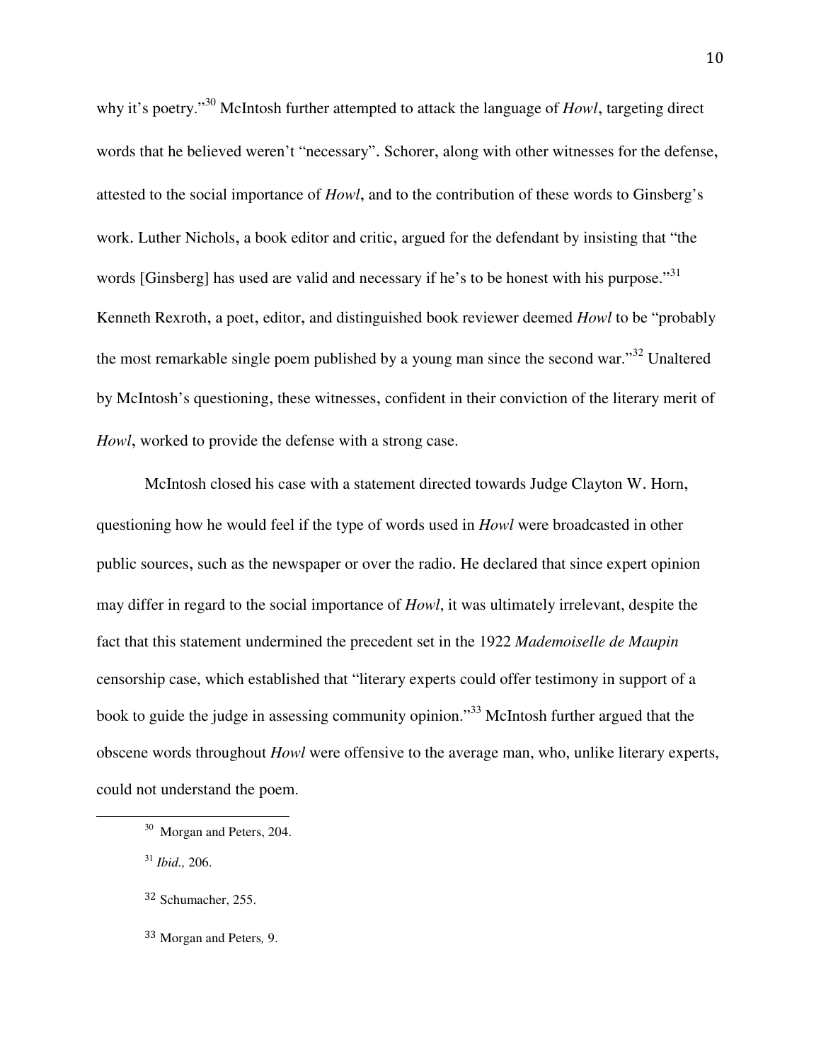why it's poetry."[30] McIntosh further attempted to attack the language of *Howl*, targeting direct words that he believed weren't "necessary". Schorer, along with other witnesses for the defense, attested to the social importance of *Howl*, and to the contribution of these words to Ginsberg's work. Luther Nichols, a book editor and critic, argued for the defendant by insisting that "the words [Ginsberg] has used are valid and necessary if he's to be honest with his purpose."[31] Kenneth Rexroth, a poet, editor, and distinguished book reviewer deemed *Howl* to be "probably the most remarkable single poem published by a young man since the second war."[32] Unaltered by McIntosh's questioning, these witnesses, confident in their conviction of the literary merit of *Howl*, worked to provide the defense with a strong case.

McIntosh closed his case with a statement directed towards Judge Clayton W. Horn, questioning how he would feel if the type of words used in *Howl* were broadcasted in other public sources, such as the newspaper or over the radio. He declared that since expert opinion may differ in regard to the social importance of *Howl*, it was ultimately irrelevant, despite the fact that this statement undermined the precedent set in the 1922 *Mademoiselle de Maupin* censorship case, which established that "literary experts could offer testimony in support of a book to guide the judge in assessing community opinion."[33] McIntosh further argued that the obscene words throughout *Howl* were offensive to the average man, who, unlike literary experts, could not understand the poem.

---

[30] Morgan and Peters, 204.

[31] *Ibid.,* 206.

[32] Schumacher, 255.

[33] Morgan and Peters*,* 9.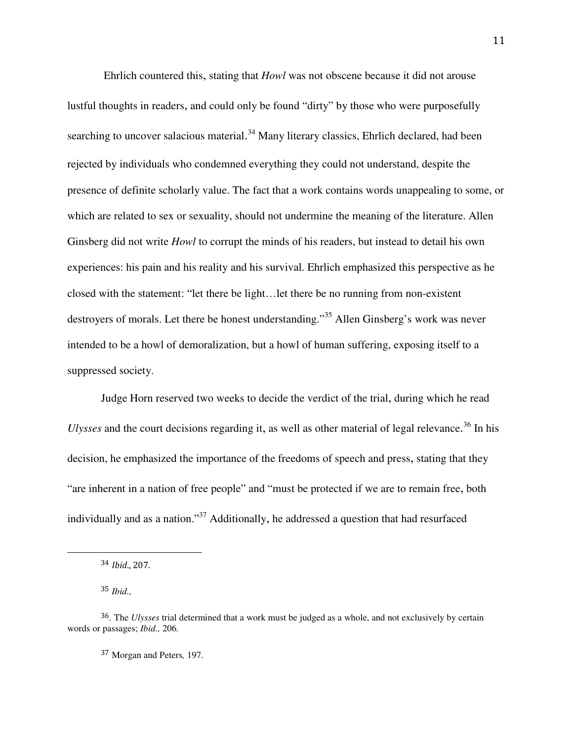Ehrlich countered this, stating that *Howl* was not obscene because it did not arouse lustful thoughts in readers, and could only be found "dirty" by those who were purposefully searching to uncover salacious material.[34] Many literary classics, Ehrlich declared, had been rejected by individuals who condemned everything they could not understand, despite the presence of definite scholarly value. The fact that a work contains words unappealing to some, or which are related to sex or sexuality, should not undermine the meaning of the literature. Allen Ginsberg did not write *Howl* to corrupt the minds of his readers, but instead to detail his own experiences: his pain and his reality and his survival. Ehrlich emphasized this perspective as he closed with the statement: "let there be light…let there be no running from non-existent destroyers of morals. Let there be honest understanding."[35] Allen Ginsberg's work was never intended to be a howl of demoralization, but a howl of human suffering, exposing itself to a suppressed society.

Judge Horn reserved two weeks to decide the verdict of the trial, during which he read *Ulysses* and the court decisions regarding it, as well as other material of legal relevance.[36] In his decision, he emphasized the importance of the freedoms of speech and press, stating that they "are inherent in a nation of free people" and "must be protected if we are to remain free, both individually and as a nation."[37] Additionally, he addressed a question that had resurfaced

---

[34] *Ibid.*, 207.

[35] *Ibid.*,

[36]. The *Ulysses* trial determined that a work must be judged as a whole, and not exclusively by certain words or passages; *Ibid.,* 206.

[37] Morgan and Peters*,* 197.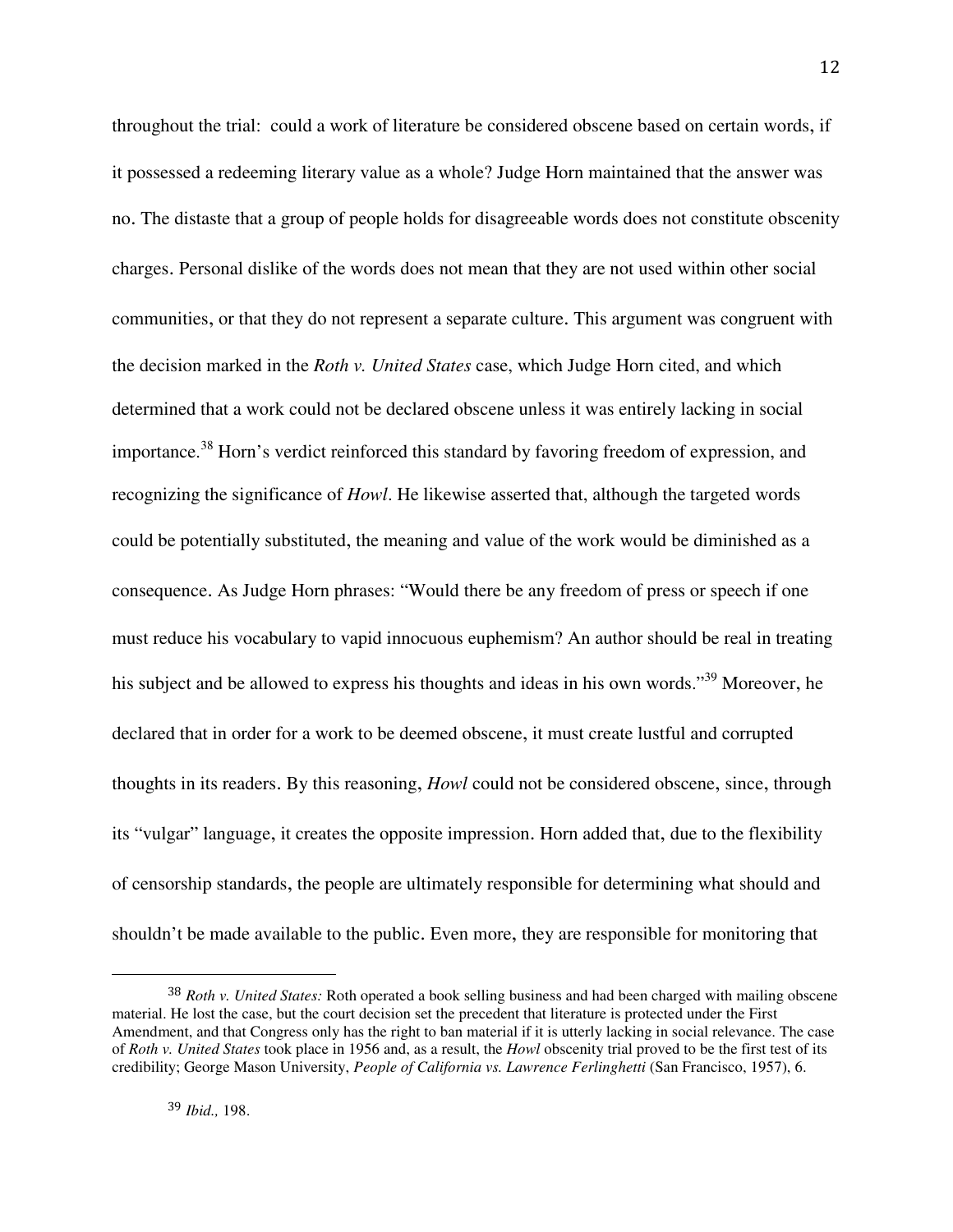throughout the trial: could a work of literature be considered obscene based on certain words, if it possessed a redeeming literary value as a whole? Judge Horn maintained that the answer was no. The distaste that a group of people holds for disagreeable words does not constitute obscenity charges. Personal dislike of the words does not mean that they are not used within other social communities, or that they do not represent a separate culture. This argument was congruent with the decision marked in the *Roth v. United States* case, which Judge Horn cited, and which determined that a work could not be declared obscene unless it was entirely lacking in social importance.[38] Horn's verdict reinforced this standard by favoring freedom of expression, and recognizing the significance of *Howl*. He likewise asserted that, although the targeted words could be potentially substituted, the meaning and value of the work would be diminished as a consequence. As Judge Horn phrases: "Would there be any freedom of press or speech if one must reduce his vocabulary to vapid innocuous euphemism? An author should be real in treating his subject and be allowed to express his thoughts and ideas in his own words."[39] Moreover, he declared that in order for a work to be deemed obscene, it must create lustful and corrupted thoughts in its readers. By this reasoning, *Howl* could not be considered obscene, since, through its "vulgar" language, it creates the opposite impression. Horn added that, due to the flexibility of censorship standards, the people are ultimately responsible for determining what should and shouldn't be made available to the public. Even more, they are responsible for monitoring that

---

[38] *Roth v. United States:* Roth operated a book selling business and had been charged with mailing obscene material. He lost the case, but the court decision set the precedent that literature is protected under the First Amendment, and that Congress only has the right to ban material if it is utterly lacking in social relevance. The case of *Roth v. United States* took place in 1956 and, as a result, the *Howl* obscenity trial proved to be the first test of its credibility; George Mason University, *People of California vs. Lawrence Ferlinghetti* (San Francisco, 1957), 6.

[39] *Ibid.,* 198.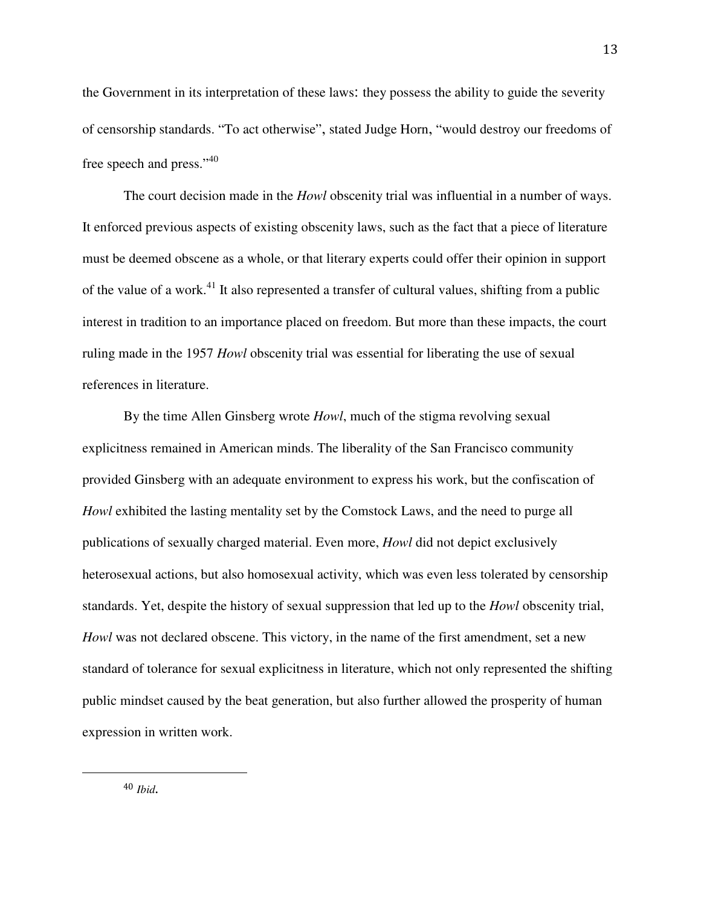the Government in its interpretation of these laws: they possess the ability to guide the severity of censorship standards. "To act otherwise", stated Judge Horn, "would destroy our freedoms of free speech and press."[40]

The court decision made in the *Howl* obscenity trial was influential in a number of ways. It enforced previous aspects of existing obscenity laws, such as the fact that a piece of literature must be deemed obscene as a whole, or that literary experts could offer their opinion in support of the value of a work.[41] It also represented a transfer of cultural values, shifting from a public interest in tradition to an importance placed on freedom. But more than these impacts, the court ruling made in the 1957 *Howl* obscenity trial was essential for liberating the use of sexual references in literature.

By the time Allen Ginsberg wrote *Howl*, much of the stigma revolving sexual explicitness remained in American minds. The liberality of the San Francisco community provided Ginsberg with an adequate environment to express his work, but the confiscation of *Howl* exhibited the lasting mentality set by the Comstock Laws, and the need to purge all publications of sexually charged material. Even more, *Howl* did not depict exclusively heterosexual actions, but also homosexual activity, which was even less tolerated by censorship standards. Yet, despite the history of sexual suppression that led up to the *Howl* obscenity trial, *Howl* was not declared obscene. This victory, in the name of the first amendment, set a new standard of tolerance for sexual explicitness in literature, which not only represented the shifting public mindset caused by the beat generation, but also further allowed the prosperity of human expression in written work.

---

[40] *Ibid*.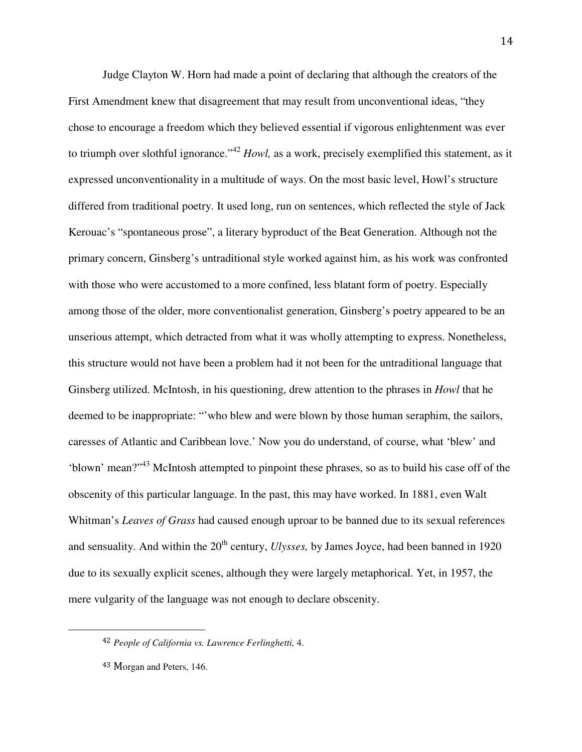Judge Clayton W. Horn had made a point of declaring that although the creators of the First Amendment knew that disagreement that may result from unconventional ideas, "they chose to encourage a freedom which they believed essential if vigorous enlightenment was ever to triumph over slothful ignorance."[42] *Howl,* as a work, precisely exemplified this statement, as it expressed unconventionality in a multitude of ways. On the most basic level, Howl's structure differed from traditional poetry. It used long, run on sentences, which reflected the style of Jack Kerouac's "spontaneous prose", a literary byproduct of the Beat Generation. Although not the primary concern, Ginsberg's untraditional style worked against him, as his work was confronted with those who were accustomed to a more confined, less blatant form of poetry. Especially among those of the older, more conventionalist generation, Ginsberg's poetry appeared to be an unserious attempt, which detracted from what it was wholly attempting to express. Nonetheless, this structure would not have been a problem had it not been for the untraditional language that Ginsberg utilized. McIntosh, in his questioning, drew attention to the phrases in *Howl* that he deemed to be inappropriate: "'who blew and were blown by those human seraphim, the sailors, caresses of Atlantic and Caribbean love.' Now you do understand, of course, what 'blew' and 'blown' mean?"[43] McIntosh attempted to pinpoint these phrases, so as to build his case off of the obscenity of this particular language. In the past, this may have worked. In 1881, even Walt Whitman's *Leaves of Grass* had caused enough uproar to be banned due to its sexual references and sensuality. And within the 20th century, *Ulysses,* by James Joyce, had been banned in 1920 due to its sexually explicit scenes, although they were largely metaphorical. Yet, in 1957, the mere vulgarity of the language was not enough to declare obscenity.

---

42 *People of California vs. Lawrence Ferlinghetti,* 4.

43 Morgan and Peters, 146.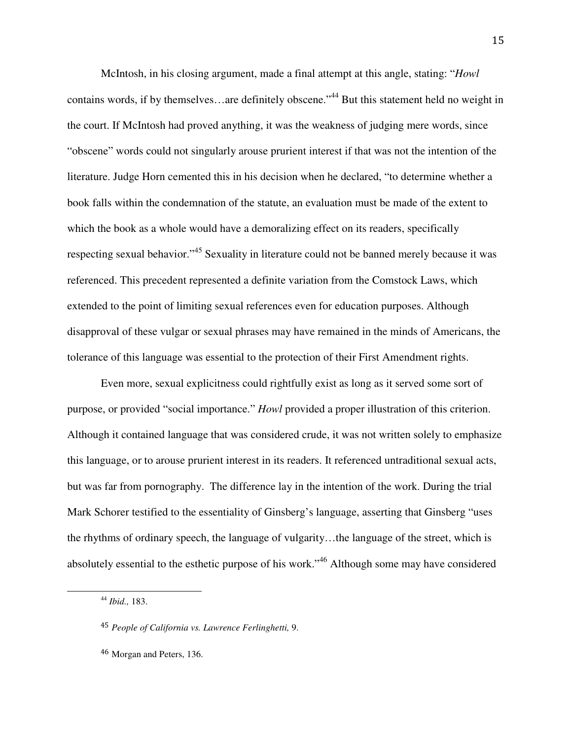McIntosh, in his closing argument, made a final attempt at this angle, stating: "*Howl* contains words, if by themselves…are definitely obscene."[44] But this statement held no weight in the court. If McIntosh had proved anything, it was the weakness of judging mere words, since "obscene" words could not singularly arouse prurient interest if that was not the intention of the literature. Judge Horn cemented this in his decision when he declared, "to determine whether a book falls within the condemnation of the statute, an evaluation must be made of the extent to which the book as a whole would have a demoralizing effect on its readers, specifically respecting sexual behavior."[45] Sexuality in literature could not be banned merely because it was referenced. This precedent represented a definite variation from the Comstock Laws, which extended to the point of limiting sexual references even for education purposes. Although disapproval of these vulgar or sexual phrases may have remained in the minds of Americans, the tolerance of this language was essential to the protection of their First Amendment rights.

Even more, sexual explicitness could rightfully exist as long as it served some sort of purpose, or provided "social importance." *Howl* provided a proper illustration of this criterion. Although it contained language that was considered crude, it was not written solely to emphasize this language, or to arouse prurient interest in its readers. It referenced untraditional sexual acts, but was far from pornography. The difference lay in the intention of the work. During the trial Mark Schorer testified to the essentiality of Ginsberg's language, asserting that Ginsberg "uses the rhythms of ordinary speech, the language of vulgarity…the language of the street, which is absolutely essential to the esthetic purpose of his work."[46] Although some may have considered

---

[44] *Ibid.,* 183.

[45] *People of California vs. Lawrence Ferlinghetti,* 9.

[46] Morgan and Peters, 136.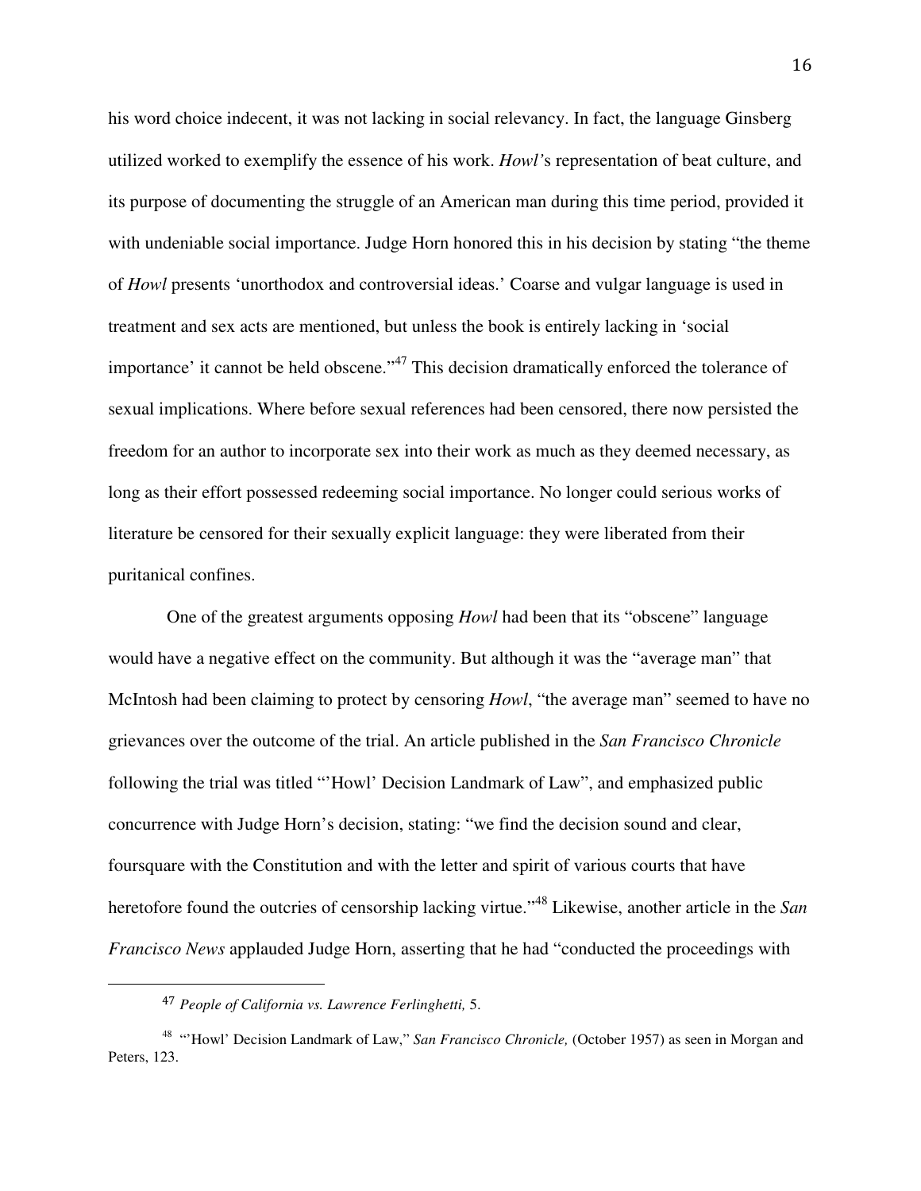his word choice indecent, it was not lacking in social relevancy. In fact, the language Ginsberg utilized worked to exemplify the essence of his work. *Howl'*s representation of beat culture, and its purpose of documenting the struggle of an American man during this time period, provided it with undeniable social importance. Judge Horn honored this in his decision by stating "the theme of *Howl* presents 'unorthodox and controversial ideas.' Coarse and vulgar language is used in treatment and sex acts are mentioned, but unless the book is entirely lacking in 'social importance' it cannot be held obscene."[47] This decision dramatically enforced the tolerance of sexual implications. Where before sexual references had been censored, there now persisted the freedom for an author to incorporate sex into their work as much as they deemed necessary, as long as their effort possessed redeeming social importance. No longer could serious works of literature be censored for their sexually explicit language: they were liberated from their puritanical confines.

One of the greatest arguments opposing *Howl* had been that its "obscene" language would have a negative effect on the community. But although it was the "average man" that McIntosh had been claiming to protect by censoring *Howl*, "the average man" seemed to have no grievances over the outcome of the trial. An article published in the *San Francisco Chronicle* following the trial was titled "'Howl' Decision Landmark of Law", and emphasized public concurrence with Judge Horn's decision, stating: "we find the decision sound and clear, foursquare with the Constitution and with the letter and spirit of various courts that have heretofore found the outcries of censorship lacking virtue."[48] Likewise, another article in the *San Francisco News* applauded Judge Horn, asserting that he had "conducted the proceedings with

---

[47] *People of California vs. Lawrence Ferlinghetti,* 5.

[48] "'Howl' Decision Landmark of Law," *San Francisco Chronicle,* (October 1957) as seen in Morgan and Peters, 123.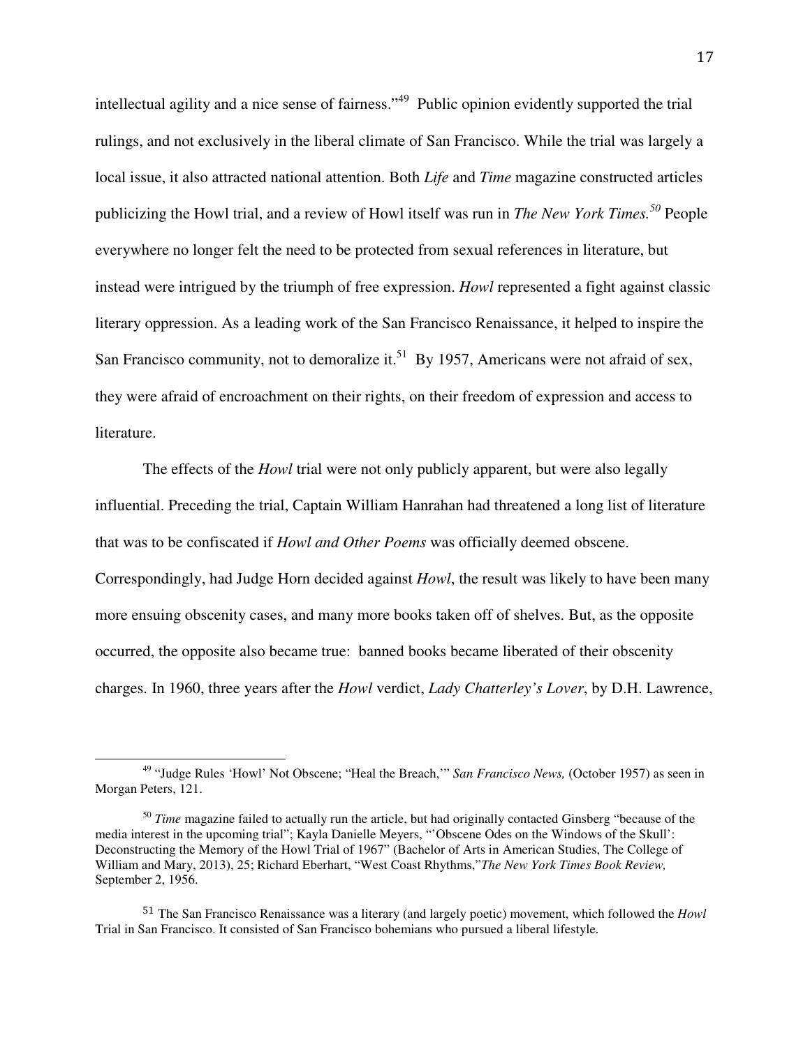intellectual agility and a nice sense of fairness."[49] Public opinion evidently supported the trial rulings, and not exclusively in the liberal climate of San Francisco. While the trial was largely a local issue, it also attracted national attention. Both *Life* and *Time* magazine constructed articles publicizing the Howl trial, and a review of Howl itself was run in *The New York Times.*[50] People everywhere no longer felt the need to be protected from sexual references in literature, but instead were intrigued by the triumph of free expression. *Howl* represented a fight against classic literary oppression. As a leading work of the San Francisco Renaissance, it helped to inspire the San Francisco community, not to demoralize it.[51] By 1957, Americans were not afraid of sex, they were afraid of encroachment on their rights, on their freedom of expression and access to literature.

The effects of the *Howl* trial were not only publicly apparent, but were also legally influential. Preceding the trial, Captain William Hanrahan had threatened a long list of literature that was to be confiscated if *Howl and Other Poems* was officially deemed obscene. Correspondingly, had Judge Horn decided against *Howl*, the result was likely to have been many more ensuing obscenity cases, and many more books taken off of shelves. But, as the opposite occurred, the opposite also became true: banned books became liberated of their obscenity charges. In 1960, three years after the *Howl* verdict, *Lady Chatterley's Lover*, by D.H. Lawrence,

---

[49] "Judge Rules 'Howl' Not Obscene; "Heal the Breach,'" *San Francisco News,* (October 1957) as seen in Morgan Peters, 121.

[50] *Time* magazine failed to actually run the article, but had originally contacted Ginsberg "because of the media interest in the upcoming trial"; Kayla Danielle Meyers, "'Obscene Odes on the Windows of the Skull': Deconstructing the Memory of the Howl Trial of 1967" (Bachelor of Arts in American Studies, The College of William and Mary, 2013), 25; Richard Eberhart, "West Coast Rhythms,"*The New York Times Book Review,* September 2, 1956.

[51] The San Francisco Renaissance was a literary (and largely poetic) movement, which followed the *Howl* Trial in San Francisco. It consisted of San Francisco bohemians who pursued a liberal lifestyle.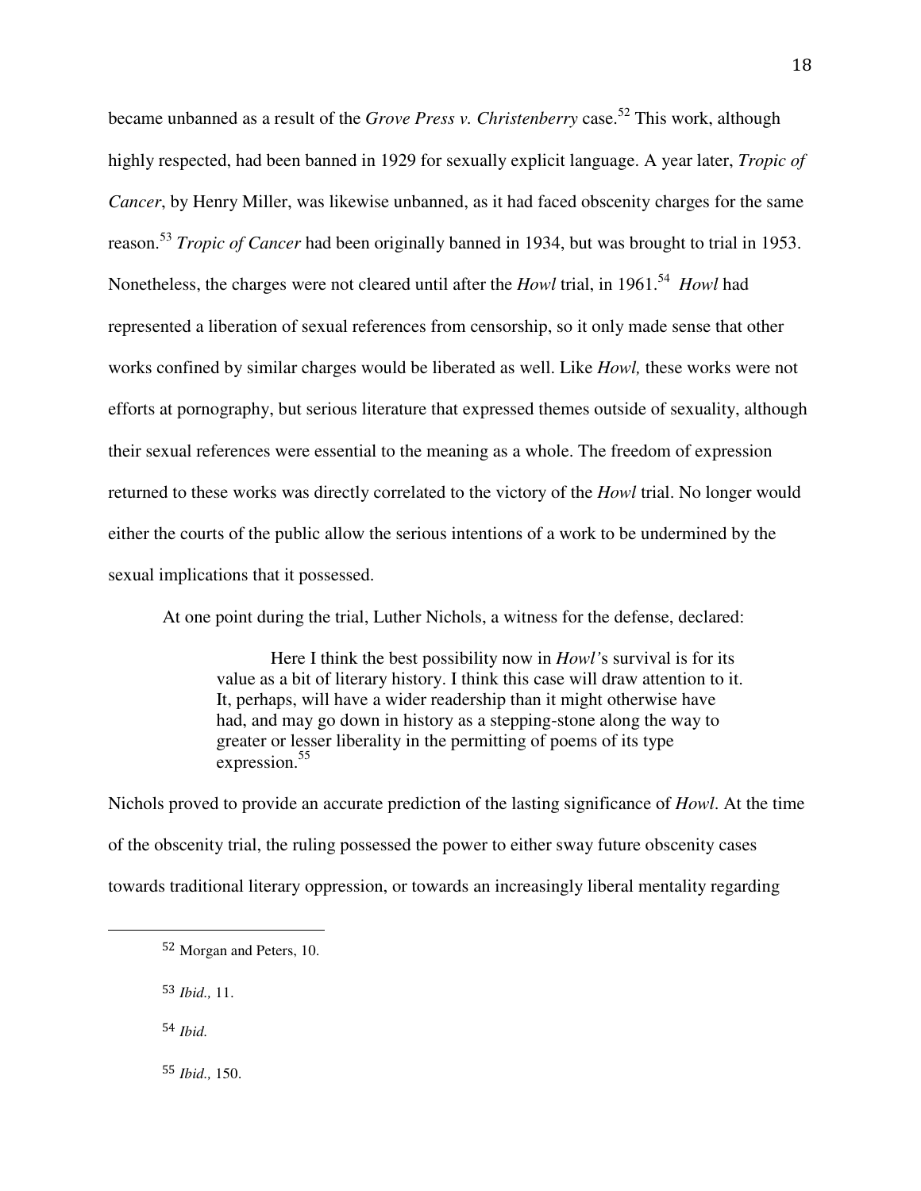became unbanned as a result of the *Grove Press v. Christenberry* case.[52] This work, although highly respected, had been banned in 1929 for sexually explicit language. A year later, *Tropic of Cancer*, by Henry Miller, was likewise unbanned, as it had faced obscenity charges for the same reason.[53] *Tropic of Cancer* had been originally banned in 1934, but was brought to trial in 1953. Nonetheless, the charges were not cleared until after the *Howl* trial, in 1961.[54] *Howl* had represented a liberation of sexual references from censorship, so it only made sense that other works confined by similar charges would be liberated as well. Like *Howl,* these works were not efforts at pornography, but serious literature that expressed themes outside of sexuality, although their sexual references were essential to the meaning as a whole. The freedom of expression returned to these works was directly correlated to the victory of the *Howl* trial. No longer would either the courts of the public allow the serious intentions of a work to be undermined by the sexual implications that it possessed.

At one point during the trial, Luther Nichols, a witness for the defense, declared:

> Here I think the best possibility now in *Howl'*s survival is for its value as a bit of literary history. I think this case will draw attention to it. It, perhaps, will have a wider readership than it might otherwise have had, and may go down in history as a stepping-stone along the way to greater or lesser liberality in the permitting of poems of its type expression.[55]

Nichols proved to provide an accurate prediction of the lasting significance of *Howl*. At the time of the obscenity trial, the ruling possessed the power to either sway future obscenity cases towards traditional literary oppression, or towards an increasingly liberal mentality regarding

---

52 Morgan and Peters, 10.

53 *Ibid.,* 11.

54 *Ibid.*

55 *Ibid.,* 150.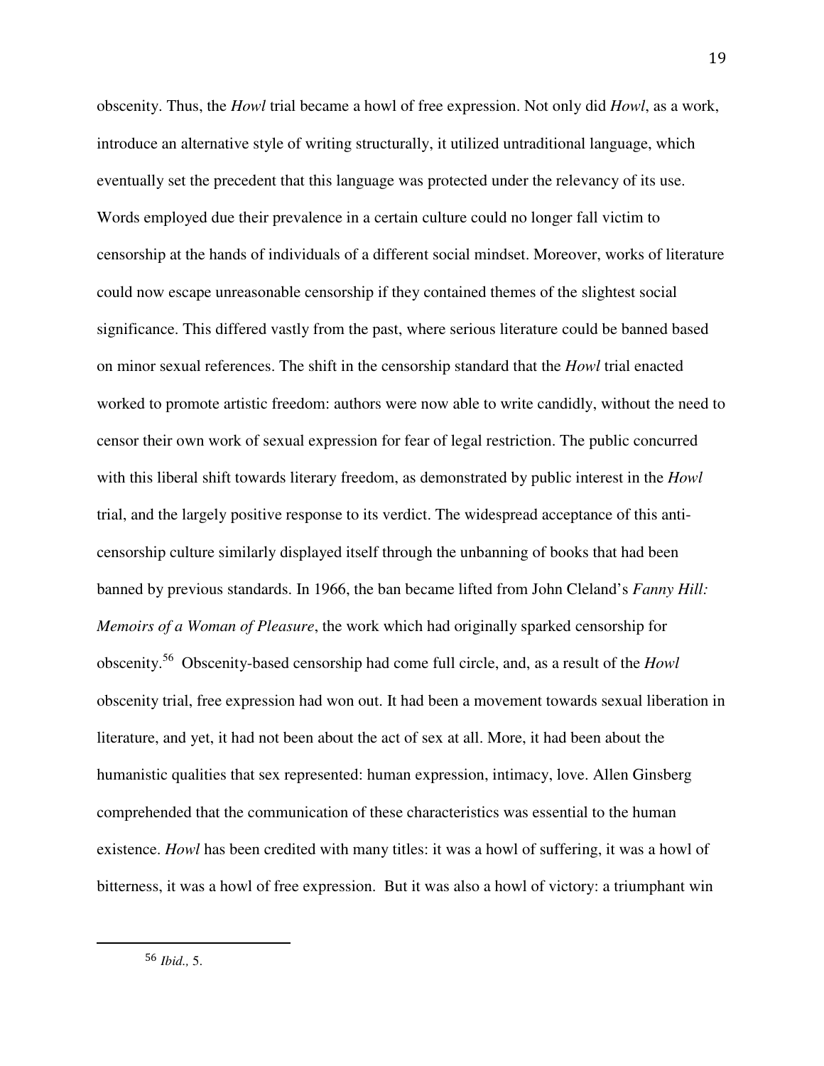obscenity. Thus, the *Howl* trial became a howl of free expression. Not only did *Howl*, as a work, introduce an alternative style of writing structurally, it utilized untraditional language, which eventually set the precedent that this language was protected under the relevancy of its use. Words employed due their prevalence in a certain culture could no longer fall victim to censorship at the hands of individuals of a different social mindset. Moreover, works of literature could now escape unreasonable censorship if they contained themes of the slightest social significance. This differed vastly from the past, where serious literature could be banned based on minor sexual references. The shift in the censorship standard that the *Howl* trial enacted worked to promote artistic freedom: authors were now able to write candidly, without the need to censor their own work of sexual expression for fear of legal restriction. The public concurred with this liberal shift towards literary freedom, as demonstrated by public interest in the *Howl* trial, and the largely positive response to its verdict. The widespread acceptance of this anti-censorship culture similarly displayed itself through the unbanning of books that had been banned by previous standards. In 1966, the ban became lifted from John Cleland's *Fanny Hill: Memoirs of a Woman of Pleasure*, the work which had originally sparked censorship for obscenity.[56] Obscenity-based censorship had come full circle, and, as a result of the *Howl* obscenity trial, free expression had won out. It had been a movement towards sexual liberation in literature, and yet, it had not been about the act of sex at all. More, it had been about the humanistic qualities that sex represented: human expression, intimacy, love. Allen Ginsberg comprehended that the communication of these characteristics was essential to the human existence. *Howl* has been credited with many titles: it was a howl of suffering, it was a howl of bitterness, it was a howl of free expression. But it was also a howl of victory: a triumphant win

---

[56] *Ibid.,* 5.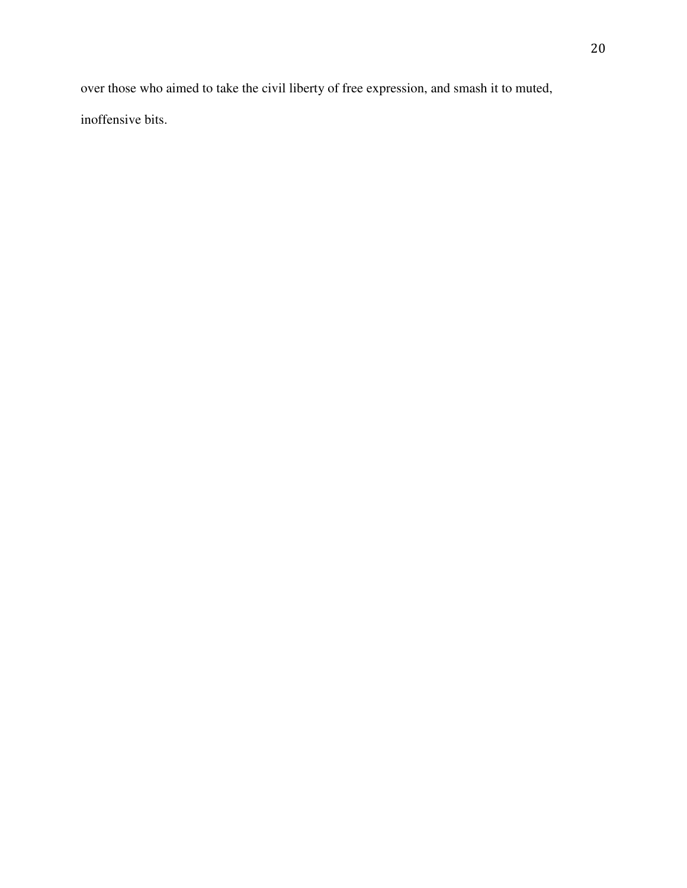over those who aimed to take the civil liberty of free expression, and smash it to muted, inoffensive bits.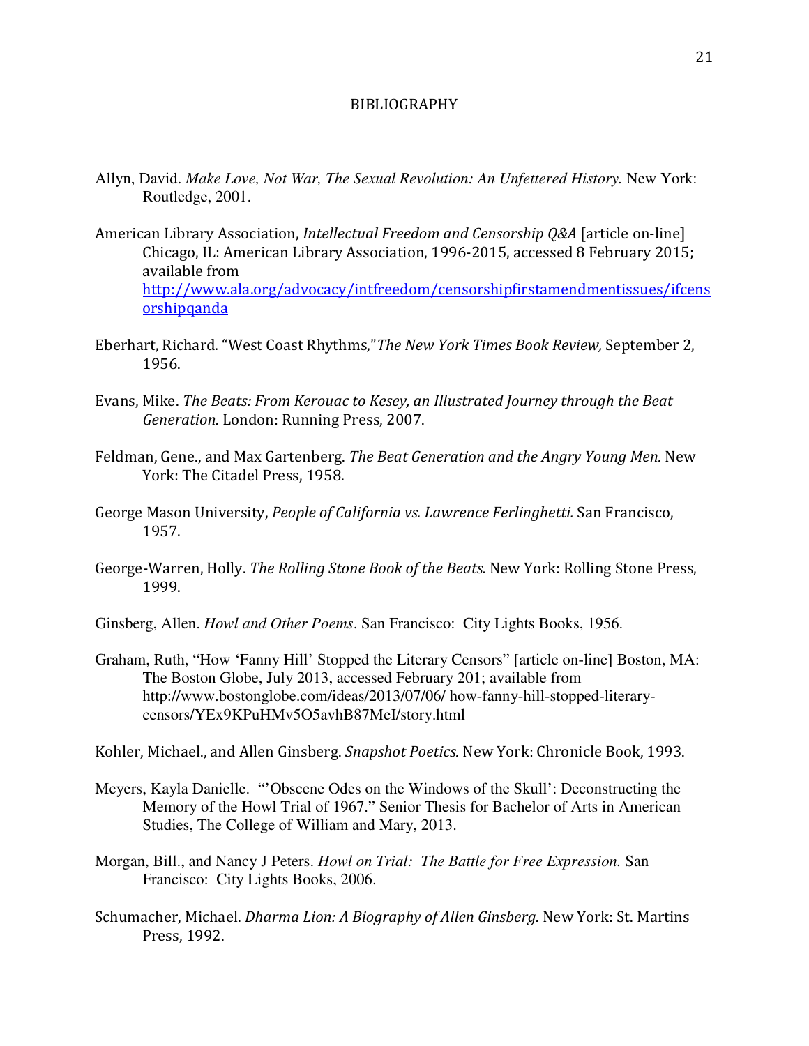# BIBLIOGRAPHY

Allyn, David. *Make Love, Not War, The Sexual Revolution: An Unfettered History.* New York: Routledge, 2001.

American Library Association, *Intellectual Freedom and Censorship Q&A* [article on-line] Chicago, IL: American Library Association, 1996-2015, accessed 8 February 2015; available from http://www.ala.org/advocacy/intfreedom/censorshipfirstamendmentissues/ifcensorshipqanda

Eberhart, Richard. "West Coast Rhythms,"*The New York Times Book Review,* September 2, 1956.

Evans, Mike. *The Beats: From Kerouac to Kesey, an Illustrated Journey through the Beat Generation.* London: Running Press, 2007.

Feldman, Gene., and Max Gartenberg. *The Beat Generation and the Angry Young Men.* New York: The Citadel Press, 1958.

George Mason University, *People of California vs. Lawrence Ferlinghetti.* San Francisco, 1957.

George-Warren, Holly. *The Rolling Stone Book of the Beats.* New York: Rolling Stone Press, 1999.

Ginsberg, Allen. *Howl and Other Poems*. San Francisco: City Lights Books, 1956.

Graham, Ruth, "How 'Fanny Hill' Stopped the Literary Censors" [article on-line] Boston, MA: The Boston Globe, July 2013, accessed February 201; available from http://www.bostonglobe.com/ideas/2013/07/06/ how-fanny-hill-stopped-literary-censors/YEx9KPuHMv5O5avhB87MeI/story.html

Kohler, Michael., and Allen Ginsberg. *Snapshot Poetics.* New York: Chronicle Book, 1993.

Meyers, Kayla Danielle. "'Obscene Odes on the Windows of the Skull': Deconstructing the Memory of the Howl Trial of 1967." Senior Thesis for Bachelor of Arts in American Studies, The College of William and Mary, 2013.

Morgan, Bill., and Nancy J Peters. *Howl on Trial: The Battle for Free Expression.* San Francisco: City Lights Books, 2006.

Schumacher, Michael. *Dharma Lion: A Biography of Allen Ginsberg.* New York: St. Martins Press, 1992.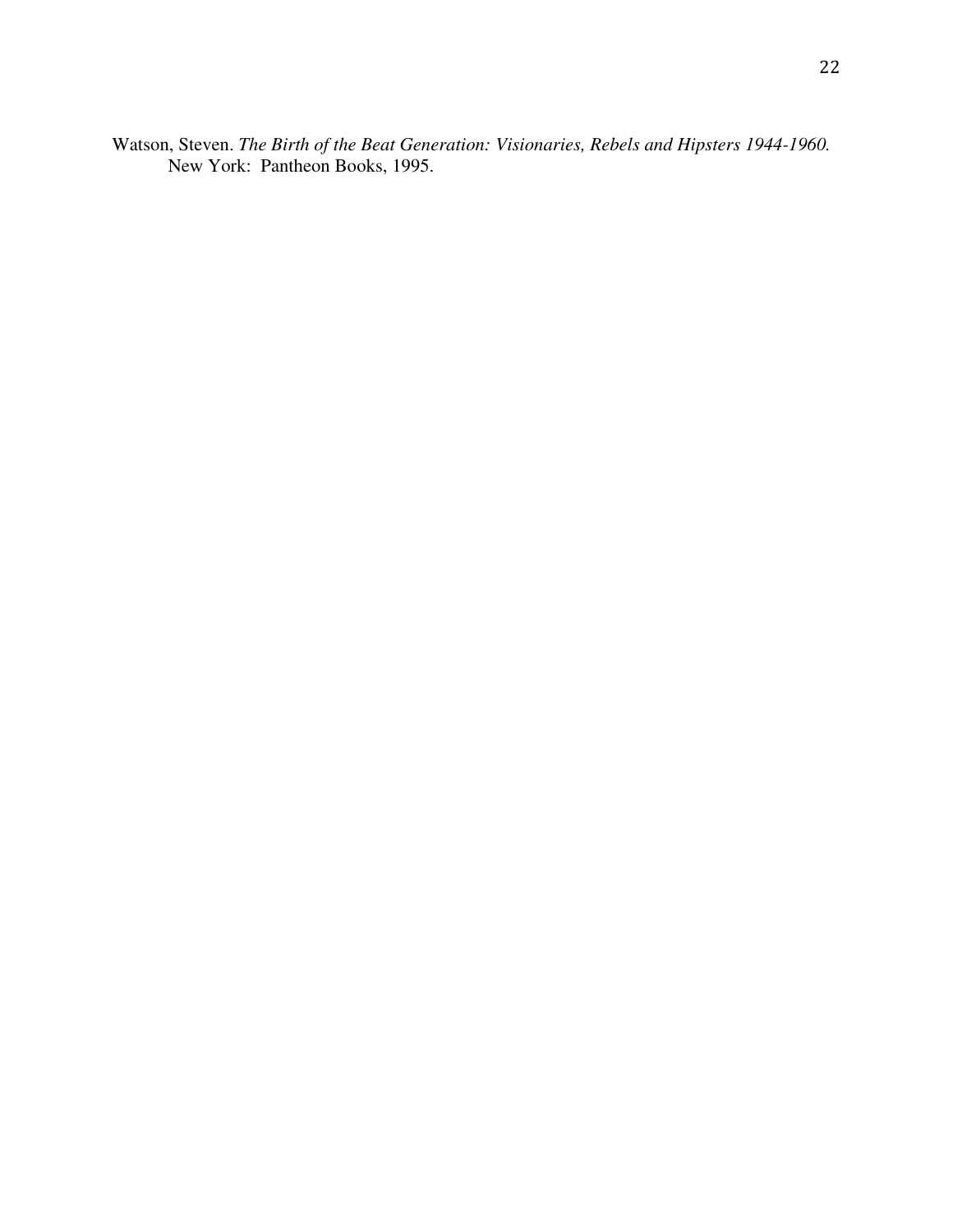Watson, Steven. *The Birth of the Beat Generation: Visionaries, Rebels and Hipsters 1944-1960.* New York: Pantheon Books, 1995.